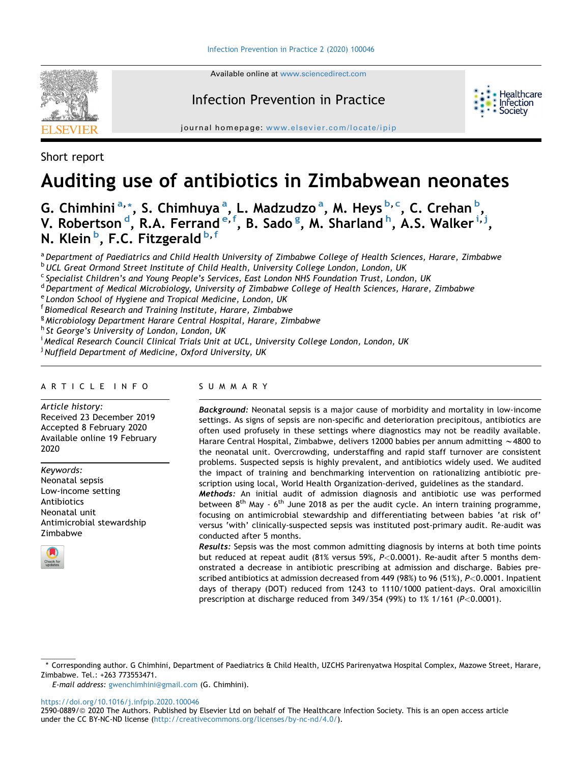Short report

# Auditing use of antibiotics in Zimbabwean neonates

G. Chimhini [a,*], S. Chimhuya [a], L. Madzudzo [a], M. Heys [b,c], C. Crehan [b], V. Robertson [d], R.A. Ferrand [e,f], B. Sado [g], M. Sharland [h], A.S. Walker [i,j], N. Klein [b], F.C. Fitzgerald [b,f]

[a] Department of Paediatrics and Child Health University of Zimbabwe College of Health Sciences, Harare, Zimbabwe
[b] UCL Great Ormond Street Institute of Child Health, University College London, London, UK
[c] Specialist Children's and Young People's Services, East London NHS Foundation Trust, London, UK
[d] Department of Medical Microbiology, University of Zimbabwe College of Health Sciences, Harare, Zimbabwe
[e] London School of Hygiene and Tropical Medicine, London, UK
[f] Biomedical Research and Training Institute, Harare, Zimbabwe
[g] Microbiology Department Harare Central Hospital, Harare, Zimbabwe
[h] St George's University of London, London, UK
[i] Medical Research Council Clinical Trials Unit at UCL, University College London, London, UK
[j] Nuffield Department of Medicine, Oxford University, UK

## ARTICLE INFO

*Article history:*
Received 23 December 2019
Accepted 8 February 2020
Available online 19 February 2020

*Keywords:*
Neonatal sepsis
Low-income setting
Antibiotics
Neonatal unit
Antimicrobial stewardship
Zimbabwe

## SUMMARY

***Background:*** Neonatal sepsis is a major cause of morbidity and mortality in low-income settings. As signs of sepsis are non-specific and deterioration precipitous, antibiotics are often used profusely in these settings where diagnostics may not be readily available. Harare Central Hospital, Zimbabwe, delivers 12000 babies per annum admitting ~4800 to the neonatal unit. Overcrowding, understaffing and rapid staff turnover are consistent problems. Suspected sepsis is highly prevalent, and antibiotics widely used. We audited the impact of training and benchmarking intervention on rationalizing antibiotic prescription using local, World Health Organization-derived, guidelines as the standard.

***Methods:*** An initial audit of admission diagnosis and antibiotic use was performed between 8$^{th}$ May - 6$^{th}$ June 2018 as per the audit cycle. An intern training programme, focusing on antimicrobial stewardship and differentiating between babies 'at risk of' versus 'with' clinically-suspected sepsis was instituted post-primary audit. Re-audit was conducted after 5 months.

***Results:*** Sepsis was the most common admitting diagnosis by interns at both time points but reduced at repeat audit (81% versus 59%, $P<0.0001$). Re-audit after 5 months demonstrated a decrease in antibiotic prescribing at admission and discharge. Babies prescribed antibiotics at admission decreased from 449 (98%) to 96 (51%), $P<0.0001$. Inpatient days of therapy (DOT) reduced from 1243 to 1110/1000 patient-days. Oral amoxicillin prescription at discharge reduced from 349/354 (99%) to 1% 1/161 ($P<0.0001$).

* Corresponding author. G Chimhini, Department of Paediatrics & Child Health, UZCHS Parirenyatwa Hospital Complex, Mazowe Street, Harare, Zimbabwe. Tel.: +263 773553471.
E-mail address: gwenchimhini@gmail.com (G. Chimhini).

https://doi.org/10.1016/j.infpip.2020.100046
2590-0889/© 2020 The Authors. Published by Elsevier Ltd on behalf of The Healthcare Infection Society. This is an open access article under the CC BY-NC-ND license (http://creativecommons.org/licenses/by-nc-nd/4.0/).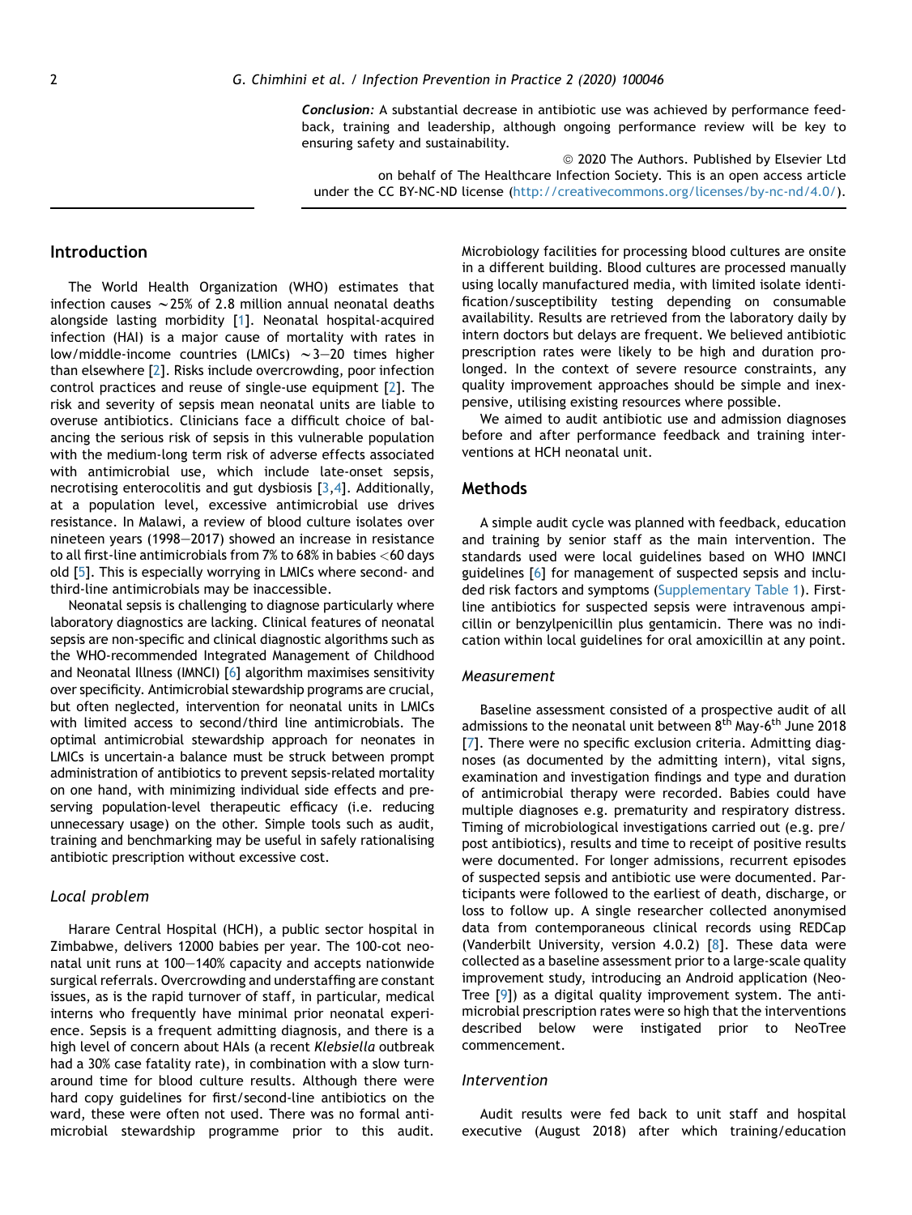***Conclusion:*** A substantial decrease in antibiotic use was achieved by performance feedback, training and leadership, although ongoing performance review will be key to ensuring safety and sustainability.

© 2020 The Authors. Published by Elsevier Ltd on behalf of The Healthcare Infection Society. This is an open access article under the CC BY-NC-ND license (http://creativecommons.org/licenses/by-nc-nd/4.0/).

## Introduction

The World Health Organization (WHO) estimates that infection causes ~25% of 2.8 million annual neonatal deaths alongside lasting morbidity [1]. Neonatal hospital-acquired infection (HAI) is a major cause of mortality with rates in low/middle-income countries (LMICs) ~3–20 times higher than elsewhere [2]. Risks include overcrowding, poor infection control practices and reuse of single-use equipment [2]. The risk and severity of sepsis mean neonatal units are liable to overuse antibiotics. Clinicians face a difficult choice of balancing the serious risk of sepsis in this vulnerable population with the medium-long term risk of adverse effects associated with antimicrobial use, which include late-onset sepsis, necrotising enterocolitis and gut dysbiosis [3,4]. Additionally, at a population level, excessive antimicrobial use drives resistance. In Malawi, a review of blood culture isolates over nineteen years (1998–2017) showed an increase in resistance to all first-line antimicrobials from 7% to 68% in babies <60 days old [5]. This is especially worrying in LMICs where second- and third-line antimicrobials may be inaccessible.

Neonatal sepsis is challenging to diagnose particularly where laboratory diagnostics are lacking. Clinical features of neonatal sepsis are non-specific and clinical diagnostic algorithms such as the WHO-recommended Integrated Management of Childhood and Neonatal Illness (IMNCI) [6] algorithm maximises sensitivity over specificity. Antimicrobial stewardship programs are crucial, but often neglected, intervention for neonatal units in LMICs with limited access to second/third line antimicrobials. The optimal antimicrobial stewardship approach for neonates in LMICs is uncertain-a balance must be struck between prompt administration of antibiotics to prevent sepsis-related mortality on one hand, with minimizing individual side effects and preserving population-level therapeutic efficacy (i.e. reducing unnecessary usage) on the other. Simple tools such as audit, training and benchmarking may be useful in safely rationalising antibiotic prescription without excessive cost.

### Local problem

Harare Central Hospital (HCH), a public sector hospital in Zimbabwe, delivers 12000 babies per year. The 100-cot neonatal unit runs at 100–140% capacity and accepts nationwide surgical referrals. Overcrowding and understaffing are constant issues, as is the rapid turnover of staff, in particular, medical interns who frequently have minimal prior neonatal experience. Sepsis is a frequent admitting diagnosis, and there is a high level of concern about HAIs (a recent *Klebsiella* outbreak had a 30% case fatality rate), in combination with a slow turnaround time for blood culture results. Although there were hard copy guidelines for first/second-line antibiotics on the ward, these were often not used. There was no formal antimicrobial stewardship programme prior to this audit. Microbiology facilities for processing blood cultures are onsite in a different building. Blood cultures are processed manually using locally manufactured media, with limited isolate identification/susceptibility testing depending on consumable availability. Results are retrieved from the laboratory daily by intern doctors but delays are frequent. We believed antibiotic prescription rates were likely to be high and duration prolonged. In the context of severe resource constraints, any quality improvement approaches should be simple and inexpensive, utilising existing resources where possible.

We aimed to audit antibiotic use and admission diagnoses before and after performance feedback and training interventions at HCH neonatal unit.

## Methods

A simple audit cycle was planned with feedback, education and training by senior staff as the main intervention. The standards used were local guidelines based on WHO IMNCI guidelines [6] for management of suspected sepsis and included risk factors and symptoms (Supplementary Table 1). First-line antibiotics for suspected sepsis were intravenous ampicillin or benzylpenicillin plus gentamicin. There was no indication within local guidelines for oral amoxicillin at any point.

### Measurement

Baseline assessment consisted of a prospective audit of all admissions to the neonatal unit between 8th May-6th June 2018 [7]. There were no specific exclusion criteria. Admitting diagnoses (as documented by the admitting intern), vital signs, examination and investigation findings and type and duration of antimicrobial therapy were recorded. Babies could have multiple diagnoses e.g. prematurity and respiratory distress. Timing of microbiological investigations carried out (e.g. pre/post antibiotics), results and time to receipt of positive results were documented. For longer admissions, recurrent episodes of suspected sepsis and antibiotic use were documented. Participants were followed to the earliest of death, discharge, or loss to follow up. A single researcher collected anonymised data from contemporaneous clinical records using REDCap (Vanderbilt University, version 4.0.2) [8]. These data were collected as a baseline assessment prior to a large-scale quality improvement study, introducing an Android application (NeoTree [9]) as a digital quality improvement system. The antimicrobial prescription rates were so high that the interventions described below were instigated prior to NeoTree commencement.

### Intervention

Audit results were fed back to unit staff and hospital executive (August 2018) after which training/education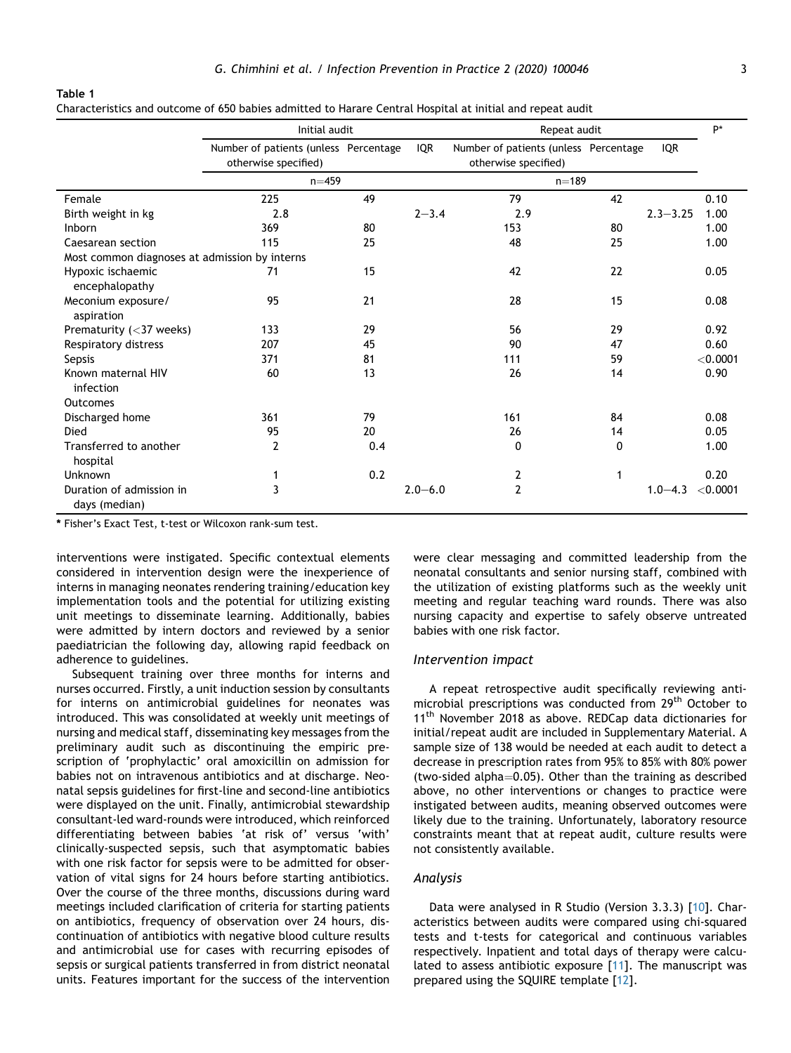**Table 1**

Characteristics and outcome of 650 babies admitted to Harare Central Hospital at initial and repeat audit

| | Initial audit | | | Repeat audit | | | P* |
|---|---|---|---|---|---|---|---|
| | Number of patients (unless otherwise specified) | Percentage | IQR | Number of patients (unless otherwise specified) | Percentage | IQR | |
| | n=459 | | | n=189 | | | |
| Female | 225 | 49 | | 79 | 42 | | 0.10 |
| Birth weight in kg | 2.8 | | 2−3.4 | 2.9 | | 2.3−3.25 | 1.00 |
| Inborn | 369 | 80 | | 153 | 80 | | 1.00 |
| Caesarean section | 115 | 25 | | 48 | 25 | | 1.00 |
| Most common diagnoses at admission by interns | | | | | | | |
| Hypoxic ischaemic encephalopathy | 71 | 15 | | 42 | 22 | | 0.05 |
| Meconium exposure/ aspiration | 95 | 21 | | 28 | 15 | | 0.08 |
| Prematurity (<37 weeks) | 133 | 29 | | 56 | 29 | | 0.92 |
| Respiratory distress | 207 | 45 | | 90 | 47 | | 0.60 |
| Sepsis | 371 | 81 | | 111 | 59 | | <0.0001 |
| Known maternal HIV infection | 60 | 13 | | 26 | 14 | | 0.90 |
| Outcomes | | | | | | | |
| Discharged home | 361 | 79 | | 161 | 84 | | 0.08 |
| Died | 95 | 20 | | 26 | 14 | | 0.05 |
| Transferred to another hospital | 2 | 0.4 | | 0 | 0 | | 1.00 |
| Unknown | 1 | 0.2 | | 2 | 1 | | 0.20 |
| Duration of admission in days (median) | 3 | | 2.0−6.0 | 2 | | 1.0−4.3 | <0.0001 |

* Fisher's Exact Test, t-test or Wilcoxon rank-sum test.

interventions were instigated. Specific contextual elements considered in intervention design were the inexperience of interns in managing neonates rendering training/education key implementation tools and the potential for utilizing existing unit meetings to disseminate learning. Additionally, babies were admitted by intern doctors and reviewed by a senior paediatrician the following day, allowing rapid feedback on adherence to guidelines.

Subsequent training over three months for interns and nurses occurred. Firstly, a unit induction session by consultants for interns on antimicrobial guidelines for neonates was introduced. This was consolidated at weekly unit meetings of nursing and medical staff, disseminating key messages from the preliminary audit such as discontinuing the empiric prescription of 'prophylactic' oral amoxicillin on admission for babies not on intravenous antibiotics and at discharge. Neonatal sepsis guidelines for first-line and second-line antibiotics were displayed on the unit. Finally, antimicrobial stewardship consultant-led ward-rounds were introduced, which reinforced differentiating between babies 'at risk of' versus 'with' clinically-suspected sepsis, such that asymptomatic babies with one risk factor for sepsis were to be admitted for observation of vital signs for 24 hours before starting antibiotics. Over the course of the three months, discussions during ward meetings included clarification of criteria for starting patients on antibiotics, frequency of observation over 24 hours, discontinuation of antibiotics with negative blood culture results and antimicrobial use for cases with recurring episodes of sepsis or surgical patients transferred in from district neonatal units. Features important for the success of the intervention were clear messaging and committed leadership from the neonatal consultants and senior nursing staff, combined with the utilization of existing platforms such as the weekly unit meeting and regular teaching ward rounds. There was also nursing capacity and expertise to safely observe untreated babies with one risk factor.

### *Intervention impact*

A repeat retrospective audit specifically reviewing antimicrobial prescriptions was conducted from 29th October to 11th November 2018 as above. REDCap data dictionaries for initial/repeat audit are included in Supplementary Material. A sample size of 138 would be needed at each audit to detect a decrease in prescription rates from 95% to 85% with 80% power (two-sided alpha=0.05). Other than the training as described above, no other interventions or changes to practice were instigated between audits, meaning observed outcomes were likely due to the training. Unfortunately, laboratory resource constraints meant that at repeat audit, culture results were not consistently available.

### *Analysis*

Data were analysed in R Studio (Version 3.3.3) [10]. Characteristics between audits were compared using chi-squared tests and t-tests for categorical and continuous variables respectively. Inpatient and total days of therapy were calculated to assess antibiotic exposure [11]. The manuscript was prepared using the SQUIRE template [12].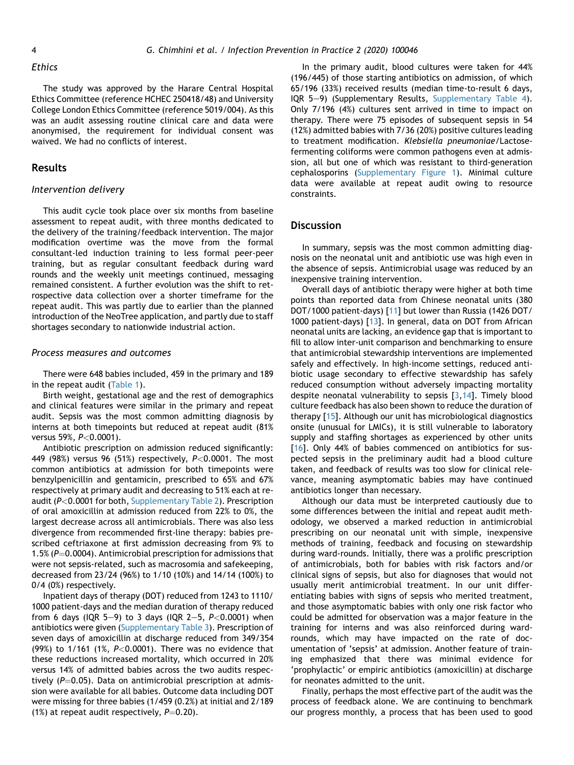### Ethics

The study was approved by the Harare Central Hospital Ethics Committee (reference HCHEC 250418/48) and University College London Ethics Committee (reference 5019/004). As this was an audit assessing routine clinical care and data were anonymised, the requirement for individual consent was waived. We had no conflicts of interest.

## Results

### Intervention delivery

This audit cycle took place over six months from baseline assessment to repeat audit, with three months dedicated to the delivery of the training/feedback intervention. The major modification overtime was the move from the formal consultant-led induction training to less formal peer-peer training, but as regular consultant feedback during ward rounds and the weekly unit meetings continued, messaging remained consistent. A further evolution was the shift to retrospective data collection over a shorter timeframe for the repeat audit. This was partly due to earlier than the planned introduction of the NeoTree application, and partly due to staff shortages secondary to nationwide industrial action.

### Process measures and outcomes

There were 648 babies included, 459 in the primary and 189 in the repeat audit (Table 1).

Birth weight, gestational age and the rest of demographics and clinical features were similar in the primary and repeat audit. Sepsis was the most common admitting diagnosis by interns at both timepoints but reduced at repeat audit (81% versus 59%, $P<0.0001$).

Antibiotic prescription on admission reduced significantly: 449 (98%) versus 96 (51%) respectively, $P<0.0001$. The most common antibiotics at admission for both timepoints were benzylpenicillin and gentamicin, prescribed to 65% and 67% respectively at primary audit and decreasing to 51% each at re-audit ($P<0.0001$ for both, Supplementary Table 2). Prescription of oral amoxicillin at admission reduced from 22% to 0%, the largest decrease across all antimicrobials. There was also less divergence from recommended first-line therapy: babies prescribed ceftriaxone at first admission decreasing from 9% to 1.5% ($P=0.0004$). Antimicrobial prescription for admissions that were not sepsis-related, such as macrosomia and safekeeping, decreased from 23/24 (96%) to 1/10 (10%) and 14/14 (100%) to 0/4 (0%) respectively.

Inpatient days of therapy (DOT) reduced from 1243 to 1110/1000 patient-days and the median duration of therapy reduced from 6 days (IQR 5–9) to 3 days (IQR 2–5, $P<0.0001$) when antibiotics were given (Supplementary Table 3). Prescription of seven days of amoxicillin at discharge reduced from 349/354 (99%) to 1/161 (1%, $P<0.0001$). There was no evidence that these reductions increased mortality, which occurred in 20% versus 14% of admitted babies across the two audits respectively ($P=0.05$). Data on antimicrobial prescription at admission were available for all babies. Outcome data including DOT were missing for three babies (1/459 (0.2%) at initial and 2/189 (1%) at repeat audit respectively, $P=0.20$).

In the primary audit, blood cultures were taken for 44% (196/445) of those starting antibiotics on admission, of which 65/196 (33%) received results (median time-to-result 6 days, IQR 5–9) (Supplementary Results, Supplementary Table 4). Only 7/196 (4%) cultures sent arrived in time to impact on therapy. There were 75 episodes of subsequent sepsis in 54 (12%) admitted babies with 7/36 (20%) positive cultures leading to treatment modification. *Klebsiella pneumoniae*/Lactose-fermenting coliforms were common pathogens even at admission, all but one of which was resistant to third-generation cephalosporins (Supplementary Figure 1). Minimal culture data were available at repeat audit owing to resource constraints.

## Discussion

In summary, sepsis was the most common admitting diagnosis on the neonatal unit and antibiotic use was high even in the absence of sepsis. Antimicrobial usage was reduced by an inexpensive training intervention.

Overall days of antibiotic therapy were higher at both time points than reported data from Chinese neonatal units (380 DOT/1000 patient-days) [11] but lower than Russia (1426 DOT/1000 patient-days) [13]. In general, data on DOT from African neonatal units are lacking, an evidence gap that is important to fill to allow inter-unit comparison and benchmarking to ensure that antimicrobial stewardship interventions are implemented safely and effectively. In high-income settings, reduced antibiotic usage secondary to effective stewardship has safely reduced consumption without adversely impacting mortality despite neonatal vulnerability to sepsis [3,14]. Timely blood culture feedback has also been shown to reduce the duration of therapy [15]. Although our unit has microbiological diagnostics onsite (unusual for LMICs), it is still vulnerable to laboratory supply and staffing shortages as experienced by other units [16]. Only 44% of babies commenced on antibiotics for suspected sepsis in the preliminary audit had a blood culture taken, and feedback of results was too slow for clinical relevance, meaning asymptomatic babies may have continued antibiotics longer than necessary.

Although our data must be interpreted cautiously due to some differences between the initial and repeat audit methodology, we observed a marked reduction in antimicrobial prescribing on our neonatal unit with simple, inexpensive methods of training, feedback and focusing on stewardship during ward-rounds. Initially, there was a prolific prescription of antimicrobials, both for babies with risk factors and/or clinical signs of sepsis, but also for diagnoses that would not usually merit antimicrobial treatment. In our unit differentiating babies with signs of sepsis who merited treatment, and those asymptomatic babies with only one risk factor who could be admitted for observation was a major feature in the training for interns and was also reinforced during ward-rounds, which may have impacted on the rate of documentation of 'sepsis' at admission. Another feature of training emphasized that there was minimal evidence for 'prophylactic' or empiric antibiotics (amoxicillin) at discharge for neonates admitted to the unit.

Finally, perhaps the most effective part of the audit was the process of feedback alone. We are continuing to benchmark our progress monthly, a process that has been used to good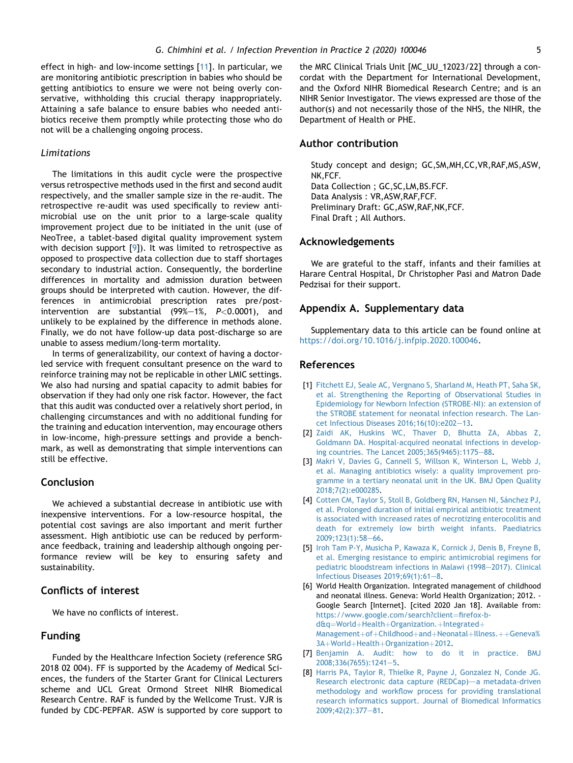effect in high- and low-income settings [11]. In particular, we are monitoring antibiotic prescription in babies who should be getting antibiotics to ensure we were not being overly conservative, withholding this crucial therapy inappropriately. Attaining a safe balance to ensure babies who needed antibiotics receive them promptly while protecting those who do not will be a challenging ongoing process.

### Limitations

The limitations in this audit cycle were the prospective versus retrospective methods used in the first and second audit respectively, and the smaller sample size in the re-audit. The retrospective re-audit was used specifically to review antimicrobial use on the unit prior to a large-scale quality improvement project due to be initiated in the unit (use of NeoTree, a tablet-based digital quality improvement system with decision support [9]). It was limited to retrospective as opposed to prospective data collection due to staff shortages secondary to industrial action. Consequently, the borderline differences in mortality and admission duration between groups should be interpreted with caution. However, the differences in antimicrobial prescription rates pre/post-intervention are substantial (99%–1%, $P<0.0001$), and unlikely to be explained by the difference in methods alone. Finally, we do not have follow-up data post-discharge so are unable to assess medium/long-term mortality.

In terms of generalizability, our context of having a doctor-led service with frequent consultant presence on the ward to reinforce training may not be replicable in other LMIC settings. We also had nursing and spatial capacity to admit babies for observation if they had only one risk factor. However, the fact that this audit was conducted over a relatively short period, in challenging circumstances and with no additional funding for the training and education intervention, may encourage others in low-income, high-pressure settings and provide a benchmark, as well as demonstrating that simple interventions can still be effective.

## Conclusion

We achieved a substantial decrease in antibiotic use with inexpensive interventions. For a low-resource hospital, the potential cost savings are also important and merit further assessment. High antibiotic use can be reduced by performance feedback, training and leadership although ongoing performance review will be key to ensuring safety and sustainability.

## Conflicts of interest

We have no conflicts of interest.

## Funding

Funded by the Healthcare Infection Society (reference SRG 2018 02 004). FF is supported by the Academy of Medical Sciences, the funders of the Starter Grant for Clinical Lecturers scheme and UCL Great Ormond Street NIHR Biomedical Research Centre. RAF is funded by the Wellcome Trust. VJR is funded by CDC-PEPFAR. ASW is supported by core support to the MRC Clinical Trials Unit [MC_UU_12023/22] through a concordat with the Department for International Development, and the Oxford NIHR Biomedical Research Centre; and is an NIHR Senior Investigator. The views expressed are those of the author(s) and not necessarily those of the NHS, the NIHR, the Department of Health or PHE.

## Author contribution

Study concept and design; GC,SM,MH,CC,VR,RAF,MS,ASW, NK,FCF.
Data Collection ; GC,SC,LM,BS.FCF.
Data Analysis : VR,ASW,RAF,FCF.
Preliminary Draft: GC,ASW,RAF,NK,FCF.
Final Draft ; All Authors.

## Acknowledgements

We are grateful to the staff, infants and their families at Harare Central Hospital, Dr Christopher Pasi and Matron Dade Pedzisai for their support.

## Appendix A. Supplementary data

Supplementary data to this article can be found online at https://doi.org/10.1016/j.infpip.2020.100046.

## References

[1] Fitchett EJ, Seale AC, Vergnano S, Sharland M, Heath PT, Saha SK, et al. Strengthening the Reporting of Observational Studies in Epidemiology for Newborn Infection (STROBE-NI): an extension of the STROBE statement for neonatal infection research. The Lancet Infectious Diseases 2016;16(10):e202–13.

[2] Zaidi AK, Huskins WC, Thaver D, Bhutta ZA, Abbas Z, Goldmann DA. Hospital-acquired neonatal infections in developing countries. The Lancet 2005;365(9465):1175–88.

[3] Makri V, Davies G, Cannell S, Willson K, Winterson L, Webb J, et al. Managing antibiotics wisely: a quality improvement programme in a tertiary neonatal unit in the UK. BMJ Open Quality 2018;7(2):e000285.

[4] Cotten CM, Taylor S, Stoll B, Goldberg RN, Hansen NI, Sánchez PJ, et al. Prolonged duration of initial empirical antibiotic treatment is associated with increased rates of necrotizing enterocolitis and death for extremely low birth weight infants. Paediatrics 2009;123(1):58–66.

[5] Iroh Tam P-Y, Musicha P, Kawaza K, Cornick J, Denis B, Freyne B, et al. Emerging resistance to empiric antimicrobial regimens for pediatric bloodstream infections in Malawi (1998–2017). Clinical Infectious Diseases 2019;69(1):61–8.

[6] World Health Organization. Integrated management of childhood and neonatal illness. Geneva: World Health Organization; 2012. - Google Search [Internet]. [cited 2020 Jan 18]. Available from: https://www.google.com/search?client=firefox-b-d&q=World+Health+Organization.+Integrated+Management+of+Childhood+and+Neonatal+Illness.++Geneva%3A+World+Health+Organization+2012.

[7] Benjamin A. Audit: how to do it in practice. BMJ 2008;336(7655):1241–5.

[8] Harris PA, Taylor R, Thielke R, Payne J, Gonzalez N, Conde JG. Research electronic data capture (REDCap)—a metadata-driven methodology and workflow process for providing translational research informatics support. Journal of Biomedical Informatics 2009;42(2):377–81.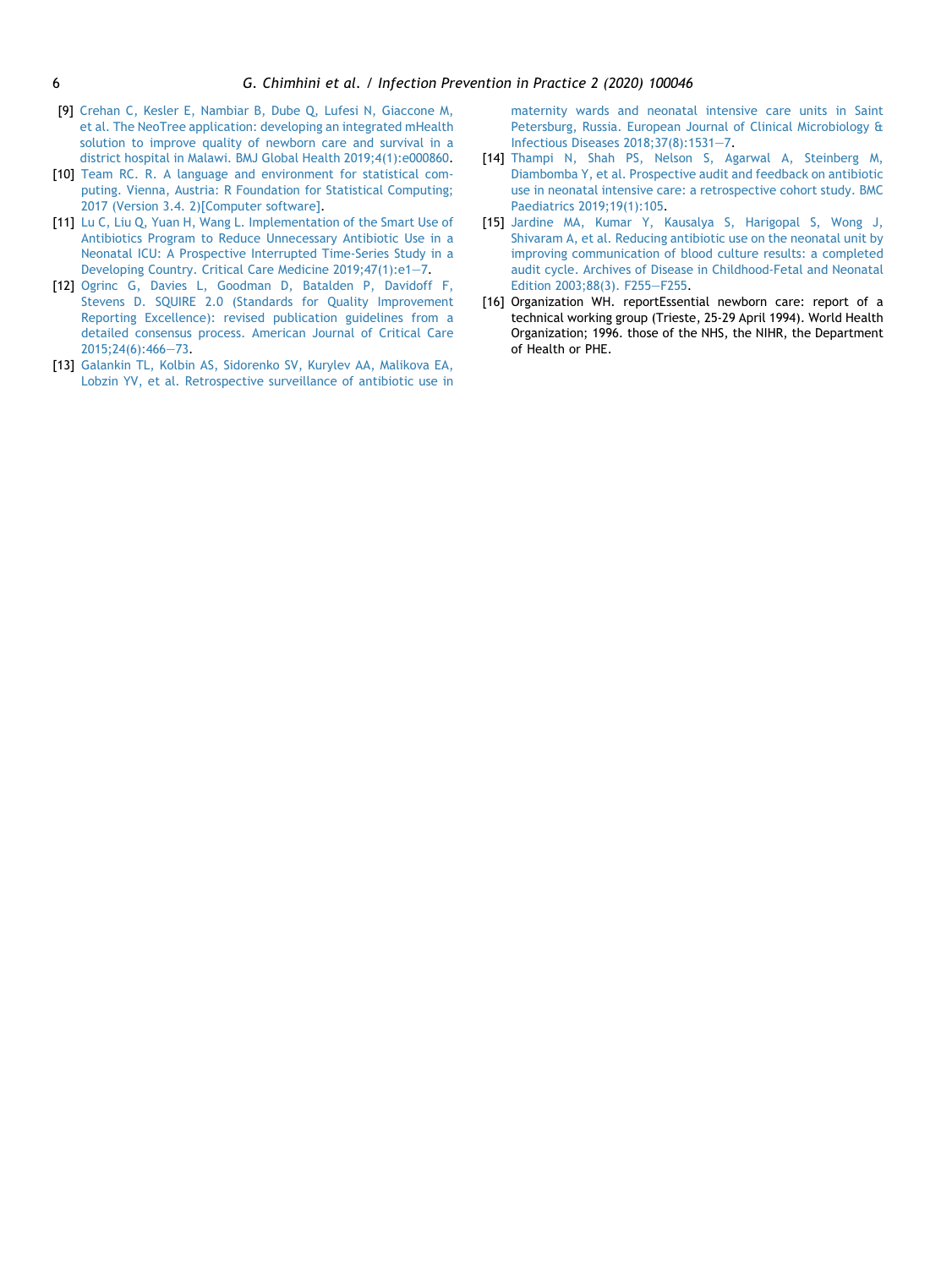[9] Crehan C, Kesler E, Nambiar B, Dube Q, Lufesi N, Giaccone M, et al. The NeoTree application: developing an integrated mHealth solution to improve quality of newborn care and survival in a district hospital in Malawi. BMJ Global Health 2019;4(1):e000860.

[10] Team RC. R. A language and environment for statistical computing. Vienna, Austria: R Foundation for Statistical Computing; 2017 (Version 3.4. 2)[Computer software].

[11] Lu C, Liu Q, Yuan H, Wang L. Implementation of the Smart Use of Antibiotics Program to Reduce Unnecessary Antibiotic Use in a Neonatal ICU: A Prospective Interrupted Time-Series Study in a Developing Country. Critical Care Medicine 2019;47(1):e1—7.

[12] Ogrinc G, Davies L, Goodman D, Batalden P, Davidoff F, Stevens D. SQUIRE 2.0 (Standards for Quality Improvement Reporting Excellence): revised publication guidelines from a detailed consensus process. American Journal of Critical Care 2015;24(6):466—73.

[13] Galankin TL, Kolbin AS, Sidorenko SV, Kurylev AA, Malikova EA, Lobzin YV, et al. Retrospective surveillance of antibiotic use in maternity wards and neonatal intensive care units in Saint Petersburg, Russia. European Journal of Clinical Microbiology & Infectious Diseases 2018;37(8):1531—7.

[14] Thampi N, Shah PS, Nelson S, Agarwal A, Steinberg M, Diambomba Y, et al. Prospective audit and feedback on antibiotic use in neonatal intensive care: a retrospective cohort study. BMC Paediatrics 2019;19(1):105.

[15] Jardine MA, Kumar Y, Kausalya S, Harigopal S, Wong J, Shivaram A, et al. Reducing antibiotic use on the neonatal unit by improving communication of blood culture results: a completed audit cycle. Archives of Disease in Childhood-Fetal and Neonatal Edition 2003;88(3). F255—F255.

[16] Organization WH. reportEssential newborn care: report of a technical working group (Trieste, 25-29 April 1994). World Health Organization; 1996. those of the NHS, the NIHR, the Department of Health or PHE.